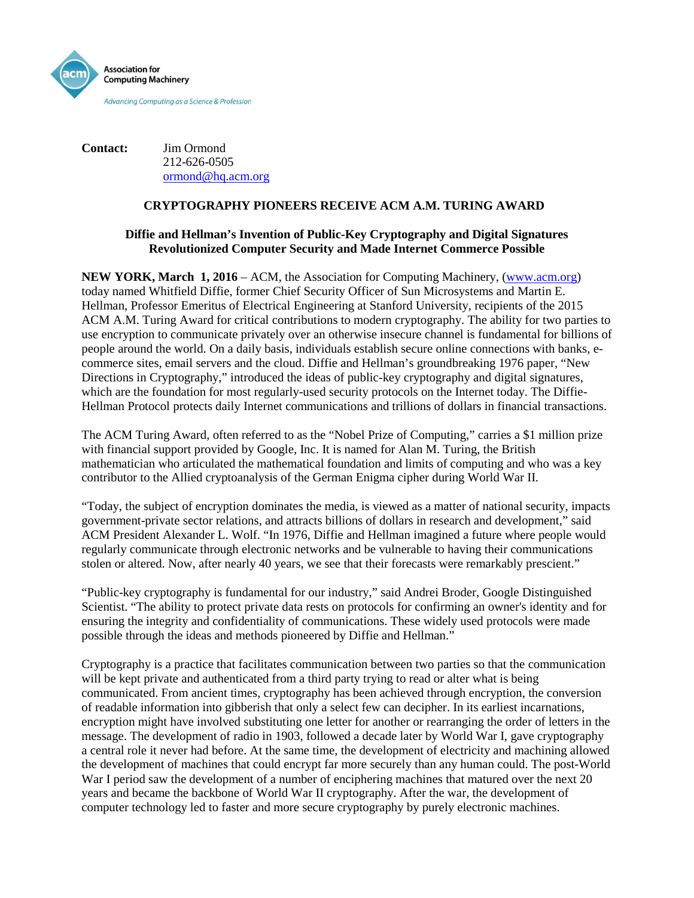Association for Computing Machinery

*Advancing Computing as a Science & Profession*

**Contact:** Jim Ormond
212-626-0505
ormond@hq.acm.org

# CRYPTOGRAPHY PIONEERS RECEIVE ACM A.M. TURING AWARD

## Diffie and Hellman's Invention of Public-Key Cryptography and Digital Signatures Revolutionized Computer Security and Made Internet Commerce Possible

**NEW YORK, March 1, 2016** – ACM, the Association for Computing Machinery, (www.acm.org) today named Whitfield Diffie, former Chief Security Officer of Sun Microsystems and Martin E. Hellman, Professor Emeritus of Electrical Engineering at Stanford University, recipients of the 2015 ACM A.M. Turing Award for critical contributions to modern cryptography. The ability for two parties to use encryption to communicate privately over an otherwise insecure channel is fundamental for billions of people around the world. On a daily basis, individuals establish secure online connections with banks, e-commerce sites, email servers and the cloud. Diffie and Hellman's groundbreaking 1976 paper, "New Directions in Cryptography," introduced the ideas of public-key cryptography and digital signatures, which are the foundation for most regularly-used security protocols on the Internet today. The Diffie-Hellman Protocol protects daily Internet communications and trillions of dollars in financial transactions.

The ACM Turing Award, often referred to as the "Nobel Prize of Computing," carries a $1 million prize with financial support provided by Google, Inc. It is named for Alan M. Turing, the British mathematician who articulated the mathematical foundation and limits of computing and who was a key contributor to the Allied cryptoanalysis of the German Enigma cipher during World War II.

"Today, the subject of encryption dominates the media, is viewed as a matter of national security, impacts government-private sector relations, and attracts billions of dollars in research and development," said ACM President Alexander L. Wolf. "In 1976, Diffie and Hellman imagined a future where people would regularly communicate through electronic networks and be vulnerable to having their communications stolen or altered. Now, after nearly 40 years, we see that their forecasts were remarkably prescient."

"Public-key cryptography is fundamental for our industry," said Andrei Broder, Google Distinguished Scientist. "The ability to protect private data rests on protocols for confirming an owner's identity and for ensuring the integrity and confidentiality of communications. These widely used protocols were made possible through the ideas and methods pioneered by Diffie and Hellman."

Cryptography is a practice that facilitates communication between two parties so that the communication will be kept private and authenticated from a third party trying to read or alter what is being communicated. From ancient times, cryptography has been achieved through encryption, the conversion of readable information into gibberish that only a select few can decipher. In its earliest incarnations, encryption might have involved substituting one letter for another or rearranging the order of letters in the message. The development of radio in 1903, followed a decade later by World War I, gave cryptography a central role it never had before. At the same time, the development of electricity and machining allowed the development of machines that could encrypt far more securely than any human could. The post-World War I period saw the development of a number of enciphering machines that matured over the next 20 years and became the backbone of World War II cryptography. After the war, the development of computer technology led to faster and more secure cryptography by purely electronic machines.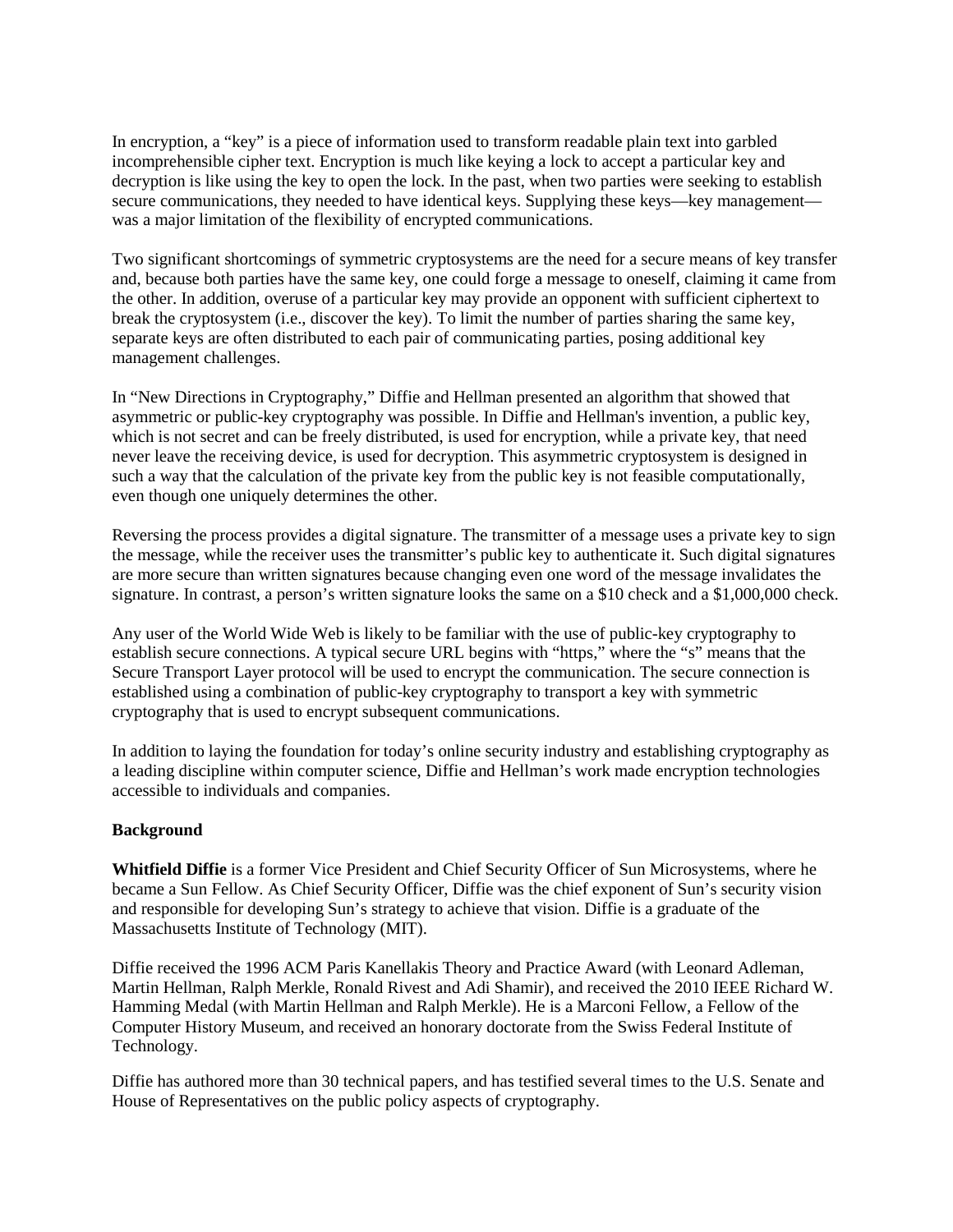In encryption, a "key" is a piece of information used to transform readable plain text into garbled incomprehensible cipher text. Encryption is much like keying a lock to accept a particular key and decryption is like using the key to open the lock. In the past, when two parties were seeking to establish secure communications, they needed to have identical keys. Supplying these keys—key management—was a major limitation of the flexibility of encrypted communications.

Two significant shortcomings of symmetric cryptosystems are the need for a secure means of key transfer and, because both parties have the same key, one could forge a message to oneself, claiming it came from the other. In addition, overuse of a particular key may provide an opponent with sufficient ciphertext to break the cryptosystem (i.e., discover the key). To limit the number of parties sharing the same key, separate keys are often distributed to each pair of communicating parties, posing additional key management challenges.

In "New Directions in Cryptography," Diffie and Hellman presented an algorithm that showed that asymmetric or public-key cryptography was possible. In Diffie and Hellman's invention, a public key, which is not secret and can be freely distributed, is used for encryption, while a private key, that need never leave the receiving device, is used for decryption. This asymmetric cryptosystem is designed in such a way that the calculation of the private key from the public key is not feasible computationally, even though one uniquely determines the other.

Reversing the process provides a digital signature. The transmitter of a message uses a private key to sign the message, while the receiver uses the transmitter's public key to authenticate it. Such digital signatures are more secure than written signatures because changing even one word of the message invalidates the signature. In contrast, a person's written signature looks the same on a $10 check and a $1,000,000 check.

Any user of the World Wide Web is likely to be familiar with the use of public-key cryptography to establish secure connections. A typical secure URL begins with "https," where the "s" means that the Secure Transport Layer protocol will be used to encrypt the communication. The secure connection is established using a combination of public-key cryptography to transport a key with symmetric cryptography that is used to encrypt subsequent communications.

In addition to laying the foundation for today's online security industry and establishing cryptography as a leading discipline within computer science, Diffie and Hellman's work made encryption technologies accessible to individuals and companies.

**Background**

**Whitfield Diffie** is a former Vice President and Chief Security Officer of Sun Microsystems, where he became a Sun Fellow. As Chief Security Officer, Diffie was the chief exponent of Sun's security vision and responsible for developing Sun's strategy to achieve that vision. Diffie is a graduate of the Massachusetts Institute of Technology (MIT).

Diffie received the 1996 ACM Paris Kanellakis Theory and Practice Award (with Leonard Adleman, Martin Hellman, Ralph Merkle, Ronald Rivest and Adi Shamir), and received the 2010 IEEE Richard W. Hamming Medal (with Martin Hellman and Ralph Merkle). He is a Marconi Fellow, a Fellow of the Computer History Museum, and received an honorary doctorate from the Swiss Federal Institute of Technology.

Diffie has authored more than 30 technical papers, and has testified several times to the U.S. Senate and House of Representatives on the public policy aspects of cryptography.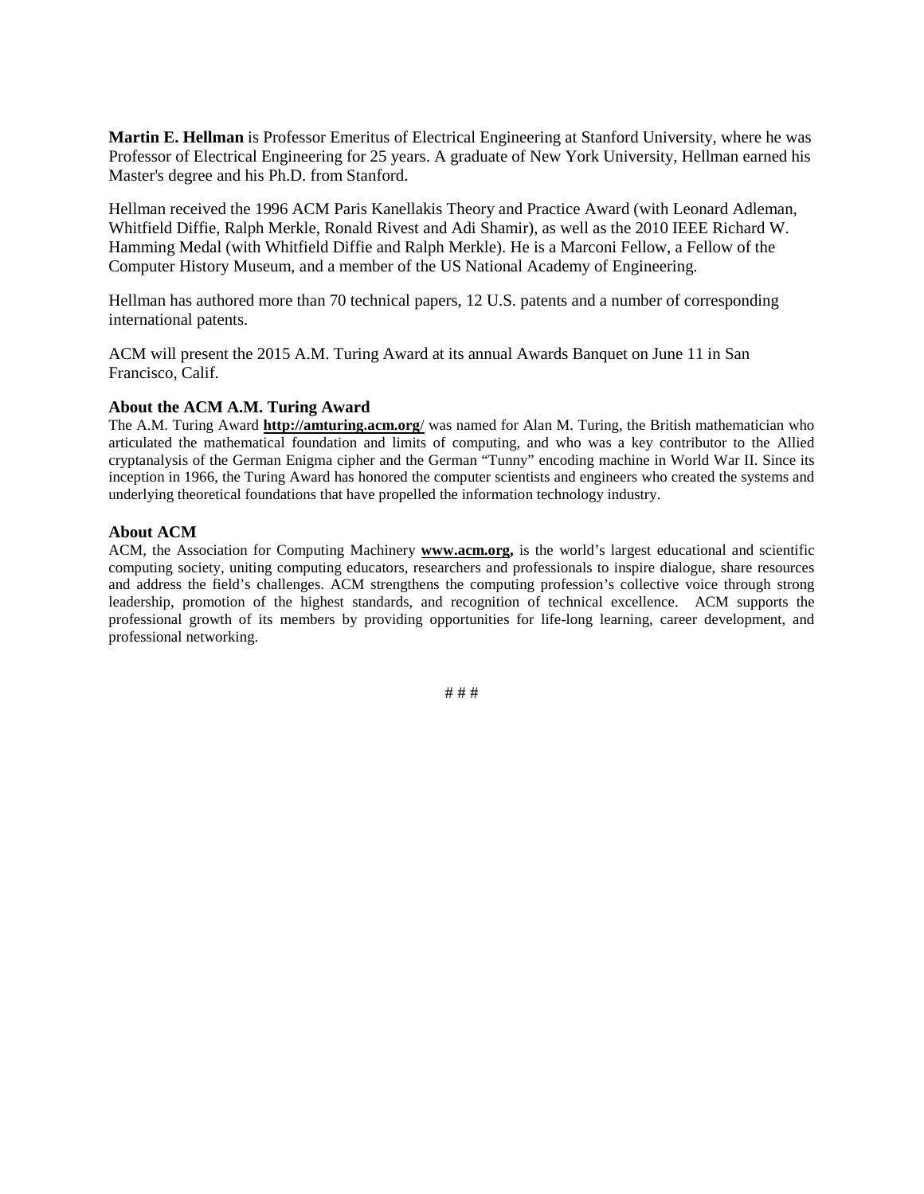**Martin E. Hellman** is Professor Emeritus of Electrical Engineering at Stanford University, where he was Professor of Electrical Engineering for 25 years. A graduate of New York University, Hellman earned his Master's degree and his Ph.D. from Stanford.

Hellman received the 1996 ACM Paris Kanellakis Theory and Practice Award (with Leonard Adleman, Whitfield Diffie, Ralph Merkle, Ronald Rivest and Adi Shamir), as well as the 2010 IEEE Richard W. Hamming Medal (with Whitfield Diffie and Ralph Merkle). He is a Marconi Fellow, a Fellow of the Computer History Museum, and a member of the US National Academy of Engineering.

Hellman has authored more than 70 technical papers, 12 U.S. patents and a number of corresponding international patents.

ACM will present the 2015 A.M. Turing Award at its annual Awards Banquet on June 11 in San Francisco, Calif.

### About the ACM A.M. Turing Award

The A.M. Turing Award **http://amturing.acm.org/** was named for Alan M. Turing, the British mathematician who articulated the mathematical foundation and limits of computing, and who was a key contributor to the Allied cryptanalysis of the German Enigma cipher and the German "Tunny" encoding machine in World War II. Since its inception in 1966, the Turing Award has honored the computer scientists and engineers who created the systems and underlying theoretical foundations that have propelled the information technology industry.

### About ACM

ACM, the Association for Computing Machinery **www.acm.org,** is the world's largest educational and scientific computing society, uniting computing educators, researchers and professionals to inspire dialogue, share resources and address the field's challenges. ACM strengthens the computing profession's collective voice through strong leadership, promotion of the highest standards, and recognition of technical excellence. ACM supports the professional growth of its members by providing opportunities for life-long learning, career development, and professional networking.

# # #